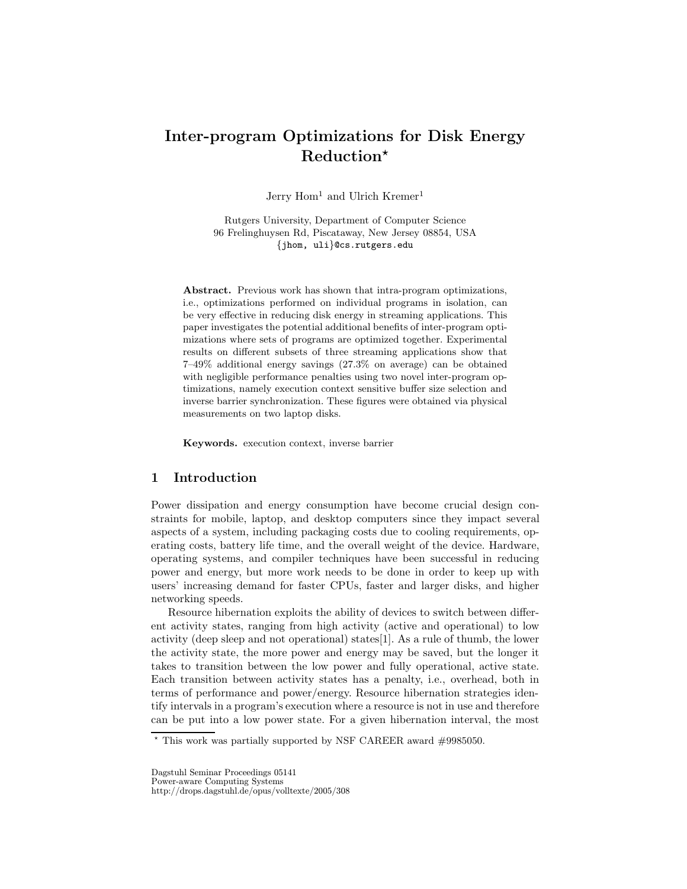# Inter-program Optimizations for Disk Energy Reduction*

Jerry Hom[1] and Ulrich Kremer[1]

Rutgers University, Department of Computer Science
96 Frelinghuysen Rd, Piscataway, New Jersey 08854, USA
{jhom, uli}@cs.rutgers.edu

**Abstract.** Previous work has shown that intra-program optimizations, i.e., optimizations performed on individual programs in isolation, can be very effective in reducing disk energy in streaming applications. This paper investigates the potential additional benefits of inter-program optimizations where sets of programs are optimized together. Experimental results on different subsets of three streaming applications show that 7–49% additional energy savings (27.3% on average) can be obtained with negligible performance penalties using two novel inter-program optimizations, namely execution context sensitive buffer size selection and inverse barrier synchronization. These figures were obtained via physical measurements on two laptop disks.

**Keywords.** execution context, inverse barrier

## 1 Introduction

Power dissipation and energy consumption have become crucial design constraints for mobile, laptop, and desktop computers since they impact several aspects of a system, including packaging costs due to cooling requirements, operating costs, battery life time, and the overall weight of the device. Hardware, operating systems, and compiler techniques have been successful in reducing power and energy, but more work needs to be done in order to keep up with users' increasing demand for faster CPUs, faster and larger disks, and higher networking speeds.

Resource hibernation exploits the ability of devices to switch between different activity states, ranging from high activity (active and operational) to low activity (deep sleep and not operational) states[1]. As a rule of thumb, the lower the activity state, the more power and energy may be saved, but the longer it takes to transition between the low power and fully operational, active state. Each transition between activity states has a penalty, i.e., overhead, both in terms of performance and power/energy. Resource hibernation strategies identify intervals in a program's execution where a resource is not in use and therefore can be put into a low power state. For a given hibernation interval, the most

* This work was partially supported by NSF CAREER award #9985050.

Dagstuhl Seminar Proceedings 05141
Power-aware Computing Systems
http://drops.dagstuhl.de/opus/volltexte/2005/308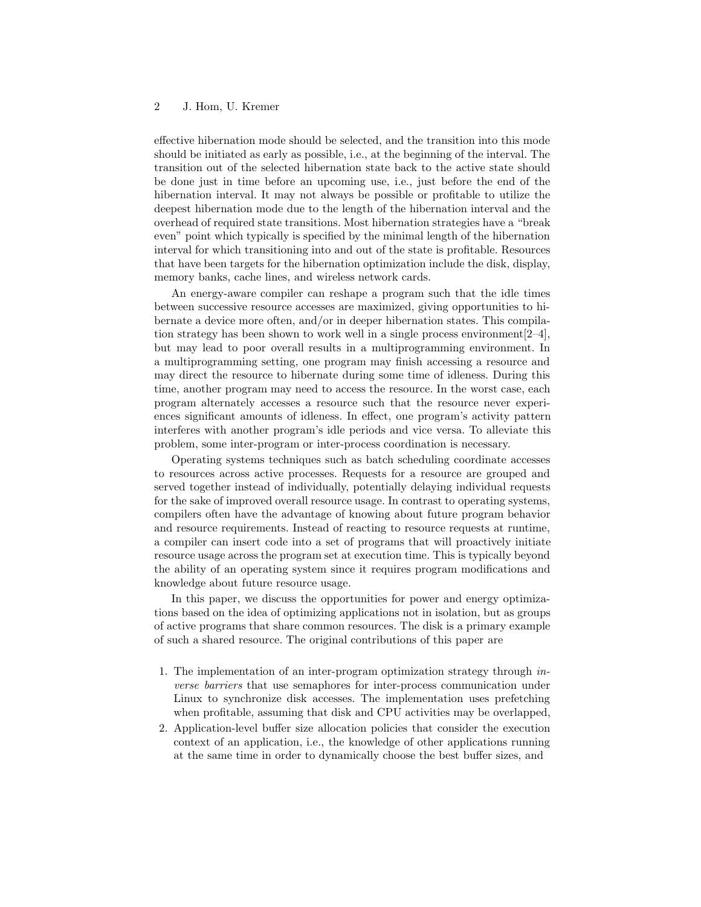effective hibernation mode should be selected, and the transition into this mode should be initiated as early as possible, i.e., at the beginning of the interval. The transition out of the selected hibernation state back to the active state should be done just in time before an upcoming use, i.e., just before the end of the hibernation interval. It may not always be possible or profitable to utilize the deepest hibernation mode due to the length of the hibernation interval and the overhead of required state transitions. Most hibernation strategies have a "break even" point which typically is specified by the minimal length of the hibernation interval for which transitioning into and out of the state is profitable. Resources that have been targets for the hibernation optimization include the disk, display, memory banks, cache lines, and wireless network cards.

An energy-aware compiler can reshape a program such that the idle times between successive resource accesses are maximized, giving opportunities to hibernate a device more often, and/or in deeper hibernation states. This compilation strategy has been shown to work well in a single process environment[2–4], but may lead to poor overall results in a multiprogramming environment. In a multiprogramming setting, one program may finish accessing a resource and may direct the resource to hibernate during some time of idleness. During this time, another program may need to access the resource. In the worst case, each program alternately accesses a resource such that the resource never experiences significant amounts of idleness. In effect, one program's activity pattern interferes with another program's idle periods and vice versa. To alleviate this problem, some inter-program or inter-process coordination is necessary.

Operating systems techniques such as batch scheduling coordinate accesses to resources across active processes. Requests for a resource are grouped and served together instead of individually, potentially delaying individual requests for the sake of improved overall resource usage. In contrast to operating systems, compilers often have the advantage of knowing about future program behavior and resource requirements. Instead of reacting to resource requests at runtime, a compiler can insert code into a set of programs that will proactively initiate resource usage across the program set at execution time. This is typically beyond the ability of an operating system since it requires program modifications and knowledge about future resource usage.

In this paper, we discuss the opportunities for power and energy optimizations based on the idea of optimizing applications not in isolation, but as groups of active programs that share common resources. The disk is a primary example of such a shared resource. The original contributions of this paper are

1. The implementation of an inter-program optimization strategy through *inverse barriers* that use semaphores for inter-process communication under Linux to synchronize disk accesses. The implementation uses prefetching when profitable, assuming that disk and CPU activities may be overlapped,
2. Application-level buffer size allocation policies that consider the execution context of an application, i.e., the knowledge of other applications running at the same time in order to dynamically choose the best buffer sizes, and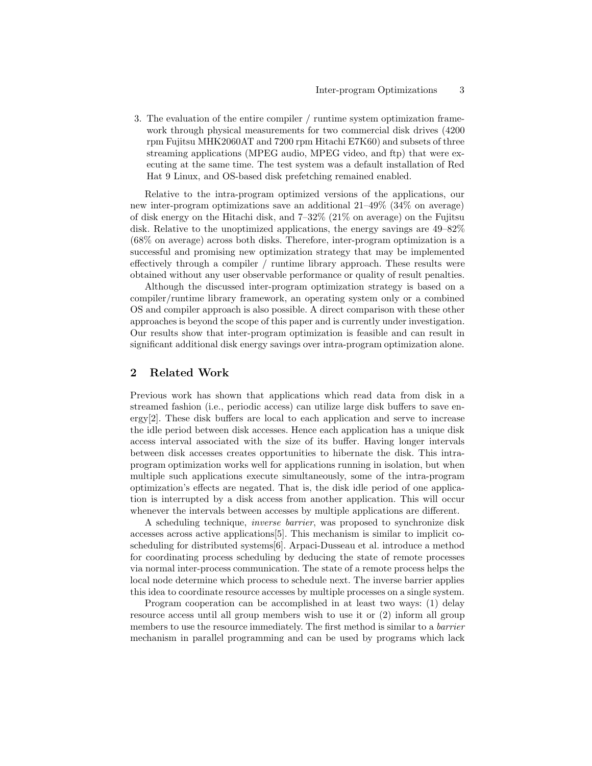3. The evaluation of the entire compiler / runtime system optimization framework through physical measurements for two commercial disk drives (4200 rpm Fujitsu MHK2060AT and 7200 rpm Hitachi E7K60) and subsets of three streaming applications (MPEG audio, MPEG video, and ftp) that were executing at the same time. The test system was a default installation of Red Hat 9 Linux, and OS-based disk prefetching remained enabled.

Relative to the intra-program optimized versions of the applications, our new inter-program optimizations save an additional 21–49% (34% on average) of disk energy on the Hitachi disk, and 7–32% (21% on average) on the Fujitsu disk. Relative to the unoptimized applications, the energy savings are 49–82% (68% on average) across both disks. Therefore, inter-program optimization is a successful and promising new optimization strategy that may be implemented effectively through a compiler / runtime library approach. These results were obtained without any user observable performance or quality of result penalties.

Although the discussed inter-program optimization strategy is based on a compiler/runtime library framework, an operating system only or a combined OS and compiler approach is also possible. A direct comparison with these other approaches is beyond the scope of this paper and is currently under investigation. Our results show that inter-program optimization is feasible and can result in significant additional disk energy savings over intra-program optimization alone.

## 2 Related Work

Previous work has shown that applications which read data from disk in a streamed fashion (i.e., periodic access) can utilize large disk buffers to save energy[2]. These disk buffers are local to each application and serve to increase the idle period between disk accesses. Hence each application has a unique disk access interval associated with the size of its buffer. Having longer intervals between disk accesses creates opportunities to hibernate the disk. This intra-program optimization works well for applications running in isolation, but when multiple such applications execute simultaneously, some of the intra-program optimization's effects are negated. That is, the disk idle period of one application is interrupted by a disk access from another application. This will occur whenever the intervals between accesses by multiple applications are different.

A scheduling technique, *inverse barrier*, was proposed to synchronize disk accesses across active applications[5]. This mechanism is similar to implicit co-scheduling for distributed systems[6]. Arpaci-Dusseau et al. introduce a method for coordinating process scheduling by deducing the state of remote processes via normal inter-process communication. The state of a remote process helps the local node determine which process to schedule next. The inverse barrier applies this idea to coordinate resource accesses by multiple processes on a single system.

Program cooperation can be accomplished in at least two ways: (1) delay resource access until all group members wish to use it or (2) inform all group members to use the resource immediately. The first method is similar to a *barrier* mechanism in parallel programming and can be used by programs which lack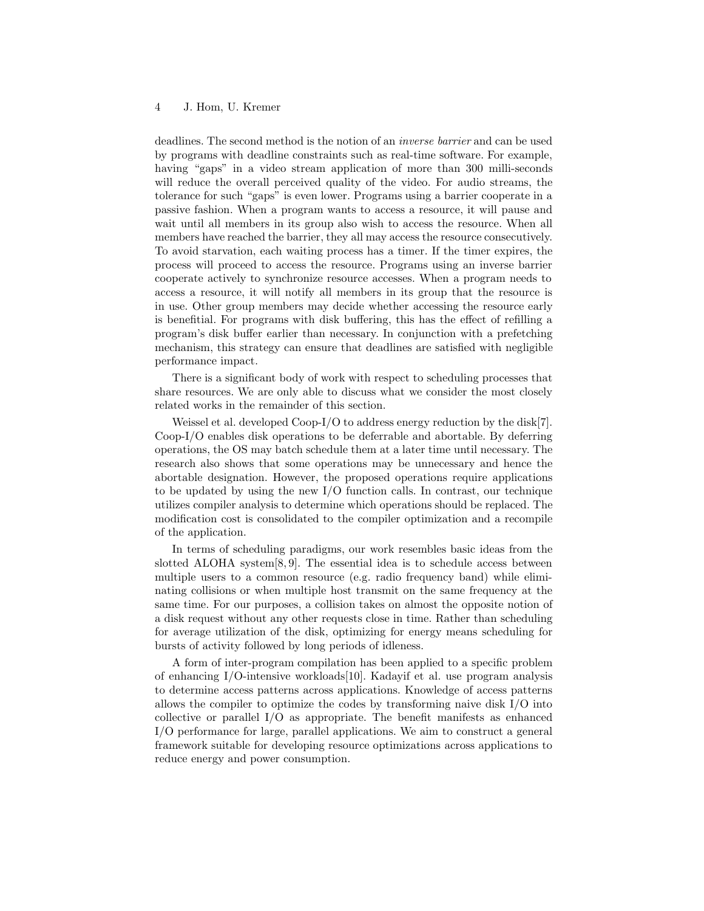deadlines. The second method is the notion of an *inverse barrier* and can be used by programs with deadline constraints such as real-time software. For example, having "gaps" in a video stream application of more than 300 milli-seconds will reduce the overall perceived quality of the video. For audio streams, the tolerance for such "gaps" is even lower. Programs using a barrier cooperate in a passive fashion. When a program wants to access a resource, it will pause and wait until all members in its group also wish to access the resource. When all members have reached the barrier, they all may access the resource consecutively. To avoid starvation, each waiting process has a timer. If the timer expires, the process will proceed to access the resource. Programs using an inverse barrier cooperate actively to synchronize resource accesses. When a program needs to access a resource, it will notify all members in its group that the resource is in use. Other group members may decide whether accessing the resource early is benefitial. For programs with disk buffering, this has the effect of refilling a program's disk buffer earlier than necessary. In conjunction with a prefetching mechanism, this strategy can ensure that deadlines are satisfied with negligible performance impact.

There is a significant body of work with respect to scheduling processes that share resources. We are only able to discuss what we consider the most closely related works in the remainder of this section.

Weissel et al. developed Coop-I/O to address energy reduction by the disk[7]. Coop-I/O enables disk operations to be deferrable and abortable. By deferring operations, the OS may batch schedule them at a later time until necessary. The research also shows that some operations may be unnecessary and hence the abortable designation. However, the proposed operations require applications to be updated by using the new I/O function calls. In contrast, our technique utilizes compiler analysis to determine which operations should be replaced. The modification cost is consolidated to the compiler optimization and a recompile of the application.

In terms of scheduling paradigms, our work resembles basic ideas from the slotted ALOHA system[8, 9]. The essential idea is to schedule access between multiple users to a common resource (e.g. radio frequency band) while eliminating collisions or when multiple host transmit on the same frequency at the same time. For our purposes, a collision takes on almost the opposite notion of a disk request without any other requests close in time. Rather than scheduling for average utilization of the disk, optimizing for energy means scheduling for bursts of activity followed by long periods of idleness.

A form of inter-program compilation has been applied to a specific problem of enhancing I/O-intensive workloads[10]. Kadayif et al. use program analysis to determine access patterns across applications. Knowledge of access patterns allows the compiler to optimize the codes by transforming naive disk I/O into collective or parallel I/O as appropriate. The benefit manifests as enhanced I/O performance for large, parallel applications. We aim to construct a general framework suitable for developing resource optimizations across applications to reduce energy and power consumption.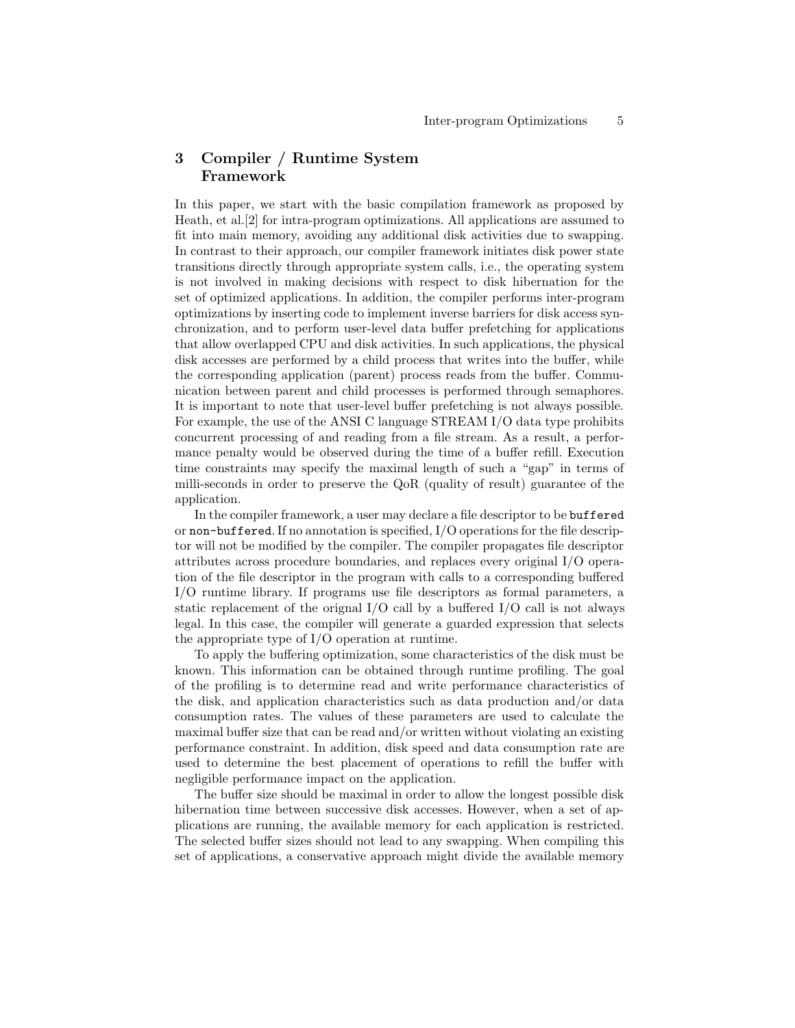## 3 Compiler / Runtime System Framework

In this paper, we start with the basic compilation framework as proposed by Heath, et al.[2] for intra-program optimizations. All applications are assumed to fit into main memory, avoiding any additional disk activities due to swapping. In contrast to their approach, our compiler framework initiates disk power state transitions directly through appropriate system calls, i.e., the operating system is not involved in making decisions with respect to disk hibernation for the set of optimized applications. In addition, the compiler performs inter-program optimizations by inserting code to implement inverse barriers for disk access synchronization, and to perform user-level data buffer prefetching for applications that allow overlapped CPU and disk activities. In such applications, the physical disk accesses are performed by a child process that writes into the buffer, while the corresponding application (parent) process reads from the buffer. Communication between parent and child processes is performed through semaphores. It is important to note that user-level buffer prefetching is not always possible. For example, the use of the ANSI C language STREAM I/O data type prohibits concurrent processing of and reading from a file stream. As a result, a performance penalty would be observed during the time of a buffer refill. Execution time constraints may specify the maximal length of such a "gap" in terms of milli-seconds in order to preserve the QoR (quality of result) guarantee of the application.

In the compiler framework, a user may declare a file descriptor to be `buffered` or `non-buffered`. If no annotation is specified, I/O operations for the file descriptor will not be modified by the compiler. The compiler propagates file descriptor attributes across procedure boundaries, and replaces every original I/O operation of the file descriptor in the program with calls to a corresponding buffered I/O runtime library. If programs use file descriptors as formal parameters, a static replacement of the orignal I/O call by a buffered I/O call is not always legal. In this case, the compiler will generate a guarded expression that selects the appropriate type of I/O operation at runtime.

To apply the buffering optimization, some characteristics of the disk must be known. This information can be obtained through runtime profiling. The goal of the profiling is to determine read and write performance characteristics of the disk, and application characteristics such as data production and/or data consumption rates. The values of these parameters are used to calculate the maximal buffer size that can be read and/or written without violating an existing performance constraint. In addition, disk speed and data consumption rate are used to determine the best placement of operations to refill the buffer with negligible performance impact on the application.

The buffer size should be maximal in order to allow the longest possible disk hibernation time between successive disk accesses. However, when a set of applications are running, the available memory for each application is restricted. The selected buffer sizes should not lead to any swapping. When compiling this set of applications, a conservative approach might divide the available memory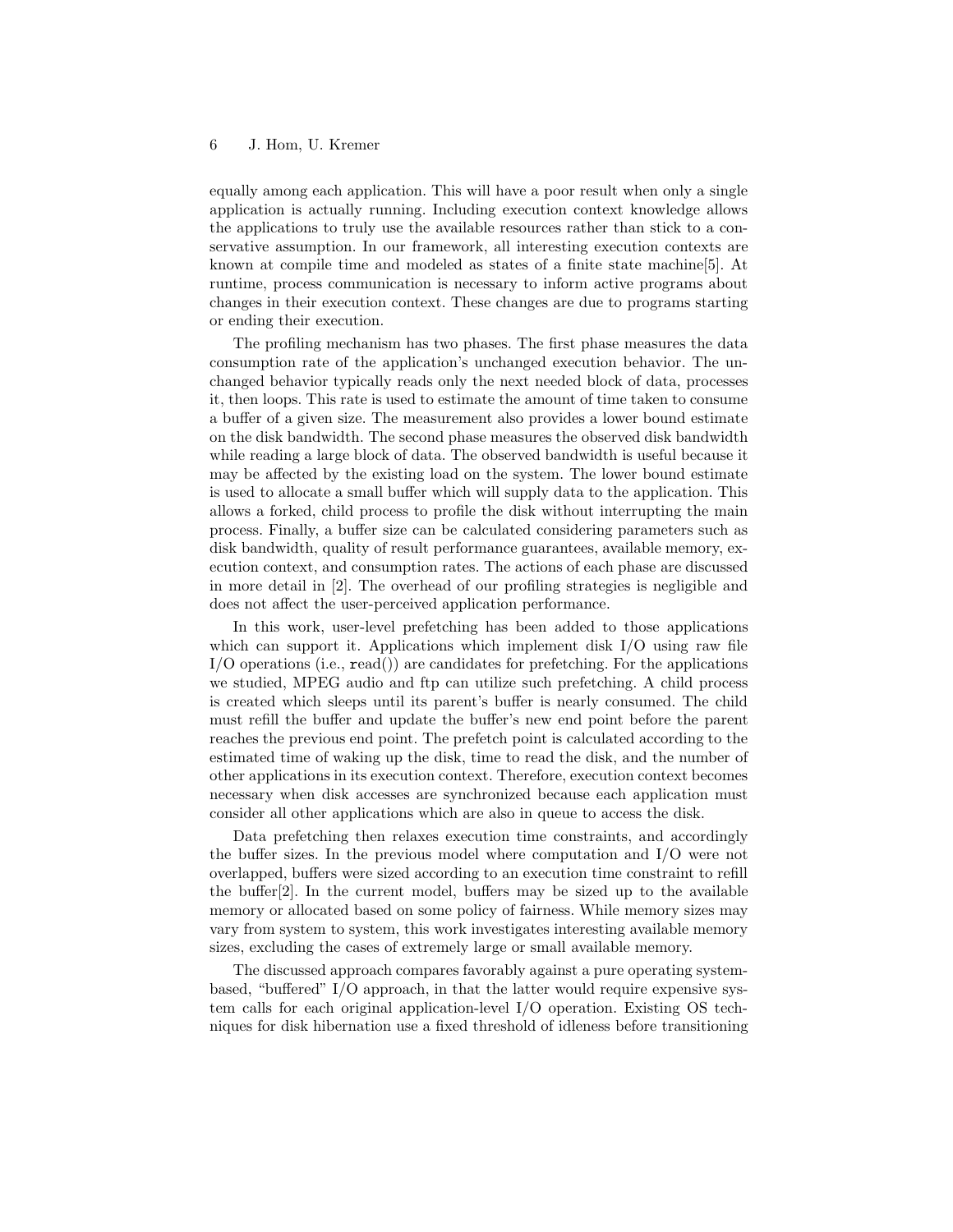equally among each application. This will have a poor result when only a single application is actually running. Including execution context knowledge allows the applications to truly use the available resources rather than stick to a conservative assumption. In our framework, all interesting execution contexts are known at compile time and modeled as states of a finite state machine[5]. At runtime, process communication is necessary to inform active programs about changes in their execution context. These changes are due to programs starting or ending their execution.

The profiling mechanism has two phases. The first phase measures the data consumption rate of the application's unchanged execution behavior. The unchanged behavior typically reads only the next needed block of data, processes it, then loops. This rate is used to estimate the amount of time taken to consume a buffer of a given size. The measurement also provides a lower bound estimate on the disk bandwidth. The second phase measures the observed disk bandwidth while reading a large block of data. The observed bandwidth is useful because it may be affected by the existing load on the system. The lower bound estimate is used to allocate a small buffer which will supply data to the application. This allows a forked, child process to profile the disk without interrupting the main process. Finally, a buffer size can be calculated considering parameters such as disk bandwidth, quality of result performance guarantees, available memory, execution context, and consumption rates. The actions of each phase are discussed in more detail in [2]. The overhead of our profiling strategies is negligible and does not affect the user-perceived application performance.

In this work, user-level prefetching has been added to those applications which can support it. Applications which implement disk I/O using raw file I/O operations (i.e., `read()`) are candidates for prefetching. For the applications we studied, MPEG audio and ftp can utilize such prefetching. A child process is created which sleeps until its parent's buffer is nearly consumed. The child must refill the buffer and update the buffer's new end point before the parent reaches the previous end point. The prefetch point is calculated according to the estimated time of waking up the disk, time to read the disk, and the number of other applications in its execution context. Therefore, execution context becomes necessary when disk accesses are synchronized because each application must consider all other applications which are also in queue to access the disk.

Data prefetching then relaxes execution time constraints, and accordingly the buffer sizes. In the previous model where computation and I/O were not overlapped, buffers were sized according to an execution time constraint to refill the buffer[2]. In the current model, buffers may be sized up to the available memory or allocated based on some policy of fairness. While memory sizes may vary from system to system, this work investigates interesting available memory sizes, excluding the cases of extremely large or small available memory.

The discussed approach compares favorably against a pure operating system-based, "buffered" I/O approach, in that the latter would require expensive system calls for each original application-level I/O operation. Existing OS techniques for disk hibernation use a fixed threshold of idleness before transitioning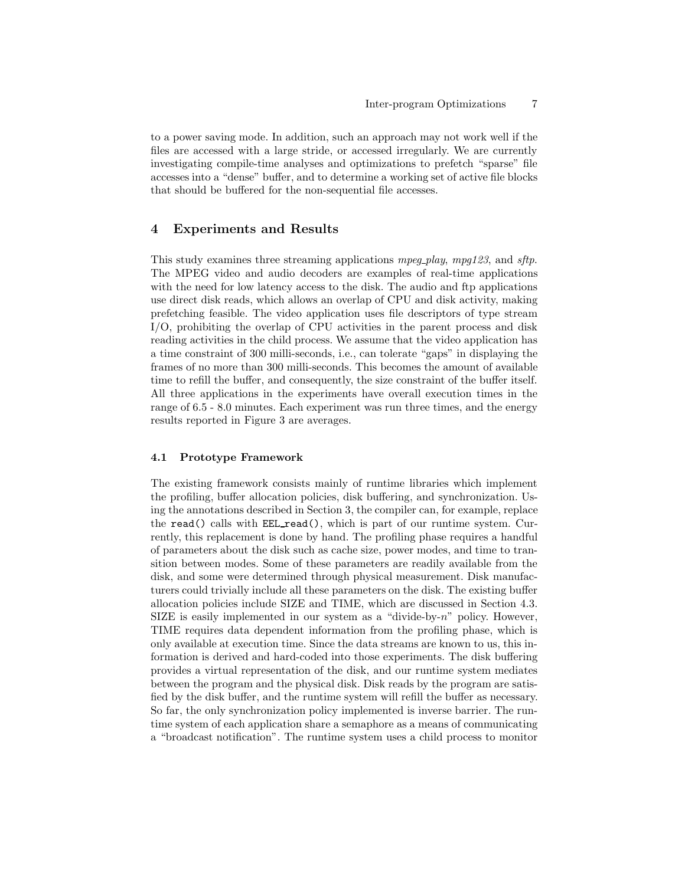to a power saving mode. In addition, such an approach may not work well if the files are accessed with a large stride, or accessed irregularly. We are currently investigating compile-time analyses and optimizations to prefetch "sparse" file accesses into a "dense" buffer, and to determine a working set of active file blocks that should be buffered for the non-sequential file accesses.

## 4 Experiments and Results

This study examines three streaming applications *mpeg_play*, *mpg123*, and *sftp*. The MPEG video and audio decoders are examples of real-time applications with the need for low latency access to the disk. The audio and ftp applications use direct disk reads, which allows an overlap of CPU and disk activity, making prefetching feasible. The video application uses file descriptors of type stream I/O, prohibiting the overlap of CPU activities in the parent process and disk reading activities in the child process. We assume that the video application has a time constraint of 300 milli-seconds, i.e., can tolerate "gaps" in displaying the frames of no more than 300 milli-seconds. This becomes the amount of available time to refill the buffer, and consequently, the size constraint of the buffer itself. All three applications in the experiments have overall execution times in the range of 6.5 - 8.0 minutes. Each experiment was run three times, and the energy results reported in Figure 3 are averages.

### 4.1 Prototype Framework

The existing framework consists mainly of runtime libraries which implement the profiling, buffer allocation policies, disk buffering, and synchronization. Using the annotations described in Section 3, the compiler can, for example, replace the `read()` calls with `EEL_read()`, which is part of our runtime system. Currently, this replacement is done by hand. The profiling phase requires a handful of parameters about the disk such as cache size, power modes, and time to transition between modes. Some of these parameters are readily available from the disk, and some were determined through physical measurement. Disk manufacturers could trivially include all these parameters on the disk. The existing buffer allocation policies include SIZE and TIME, which are discussed in Section 4.3. SIZE is easily implemented in our system as a "divide-by-$n$" policy. However, TIME requires data dependent information from the profiling phase, which is only available at execution time. Since the data streams are known to us, this information is derived and hard-coded into those experiments. The disk buffering provides a virtual representation of the disk, and our runtime system mediates between the program and the physical disk. Disk reads by the program are satisfied by the disk buffer, and the runtime system will refill the buffer as necessary. So far, the only synchronization policy implemented is inverse barrier. The runtime system of each application share a semaphore as a means of communicating a "broadcast notification". The runtime system uses a child process to monitor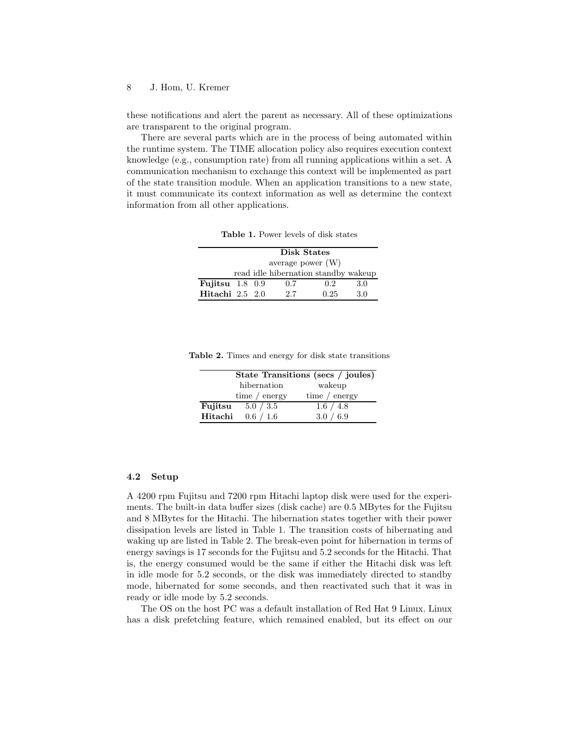these notifications and alert the parent as necessary. All of these optimizations are transparent to the original program.

There are several parts which are in the process of being automated within the runtime system. The TIME allocation policy also requires execution context knowledge (e.g., consumption rate) from all running applications within a set. A communication mechanism to exchange this context will be implemented as part of the state transition module. When an application transitions to a new state, it must communicate its context information as well as determine the context information from all other applications.

**Table 1.** Power levels of disk states

| | Disk States | | | | |
|---|---|---|---|---|---|
| | average power (W) | | | | |
| | read | idle | hibernation | standby | wakeup |
| **Fujitsu** | 1.8 | 0.9 | 0.7 | 0.2 | 3.0 |
| **Hitachi** | 2.5 | 2.0 | 2.7 | 0.25 | 3.0 |

**Table 2.** Times and energy for disk state transitions

| | State Transitions (secs / joules) | |
|---|---|---|
| | hibernation | wakeup |
| | time / energy | time / energy |
| **Fujitsu** | 5.0 / 3.5 | 1.6 / 4.8 |
| **Hitachi** | 0.6 / 1.6 | 3.0 / 6.9 |

### 4.2 Setup

A 4200 rpm Fujitsu and 7200 rpm Hitachi laptop disk were used for the experiments. The built-in data buffer sizes (disk cache) are 0.5 MBytes for the Fujitsu and 8 MBytes for the Hitachi. The hibernation states together with their power dissipation levels are listed in Table 1. The transition costs of hibernating and waking up are listed in Table 2. The break-even point for hibernation in terms of energy savings is 17 seconds for the Fujitsu and 5.2 seconds for the Hitachi. That is, the energy consumed would be the same if either the Hitachi disk was left in idle mode for 5.2 seconds, or the disk was immediately directed to standby mode, hibernated for some seconds, and then reactivated such that it was in ready or idle mode by 5.2 seconds.

The OS on the host PC was a default installation of Red Hat 9 Linux. Linux has a disk prefetching feature, which remained enabled, but its effect on our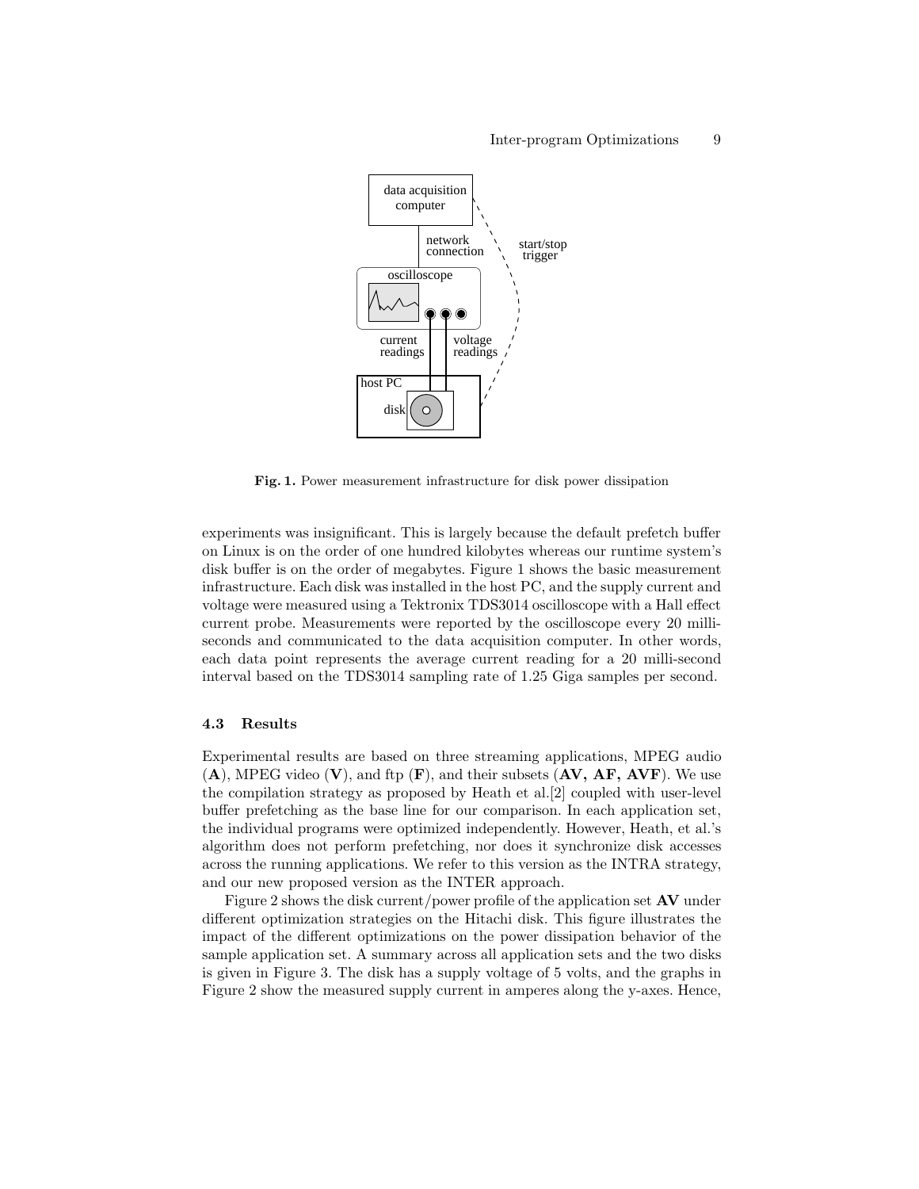Fig. 1. Power measurement infrastructure for disk power dissipation

experiments was insignificant. This is largely because the default prefetch buffer on Linux is on the order of one hundred kilobytes whereas our runtime system's disk buffer is on the order of megabytes. Figure 1 shows the basic measurement infrastructure. Each disk was installed in the host PC, and the supply current and voltage were measured using a Tektronix TDS3014 oscilloscope with a Hall effect current probe. Measurements were reported by the oscilloscope every 20 milliseconds and communicated to the data acquisition computer. In other words, each data point represents the average current reading for a 20 milli-second interval based on the TDS3014 sampling rate of 1.25 Giga samples per second.

### 4.3 Results

Experimental results are based on three streaming applications, MPEG audio (**A**), MPEG video (**V**), and ftp (**F**), and their subsets (**AV, AF, AVF**). We use the compilation strategy as proposed by Heath et al.[2] coupled with user-level buffer prefetching as the base line for our comparison. In each application set, the individual programs were optimized independently. However, Heath, et al.'s algorithm does not perform prefetching, nor does it synchronize disk accesses across the running applications. We refer to this version as the INTRA strategy, and our new proposed version as the INTER approach.

Figure 2 shows the disk current/power profile of the application set **AV** under different optimization strategies on the Hitachi disk. This figure illustrates the impact of the different optimizations on the power dissipation behavior of the sample application set. A summary across all application sets and the two disks is given in Figure 3. The disk has a supply voltage of 5 volts, and the graphs in Figure 2 show the measured supply current in amperes along the y-axes. Hence,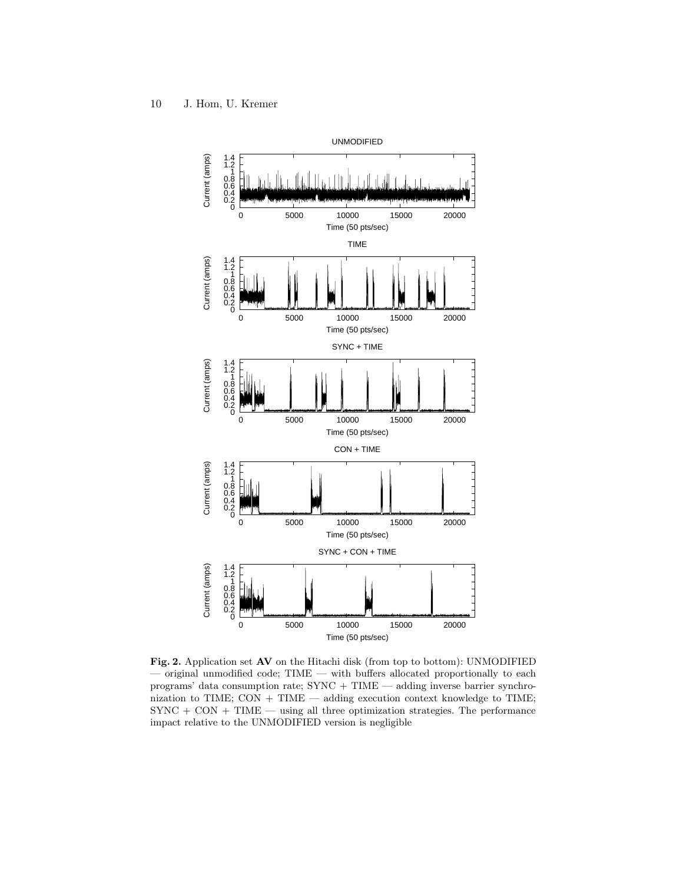**Fig. 2.** Application set **AV** on the Hitachi disk (from top to bottom): UNMODIFIED — original unmodified code; TIME — with buffers allocated proportionally to each programs' data consumption rate; SYNC + TIME — adding inverse barrier synchronization to TIME; CON + TIME — adding execution context knowledge to TIME; SYNC + CON + TIME — using all three optimization strategies. The performance impact relative to the UNMODIFIED version is negligible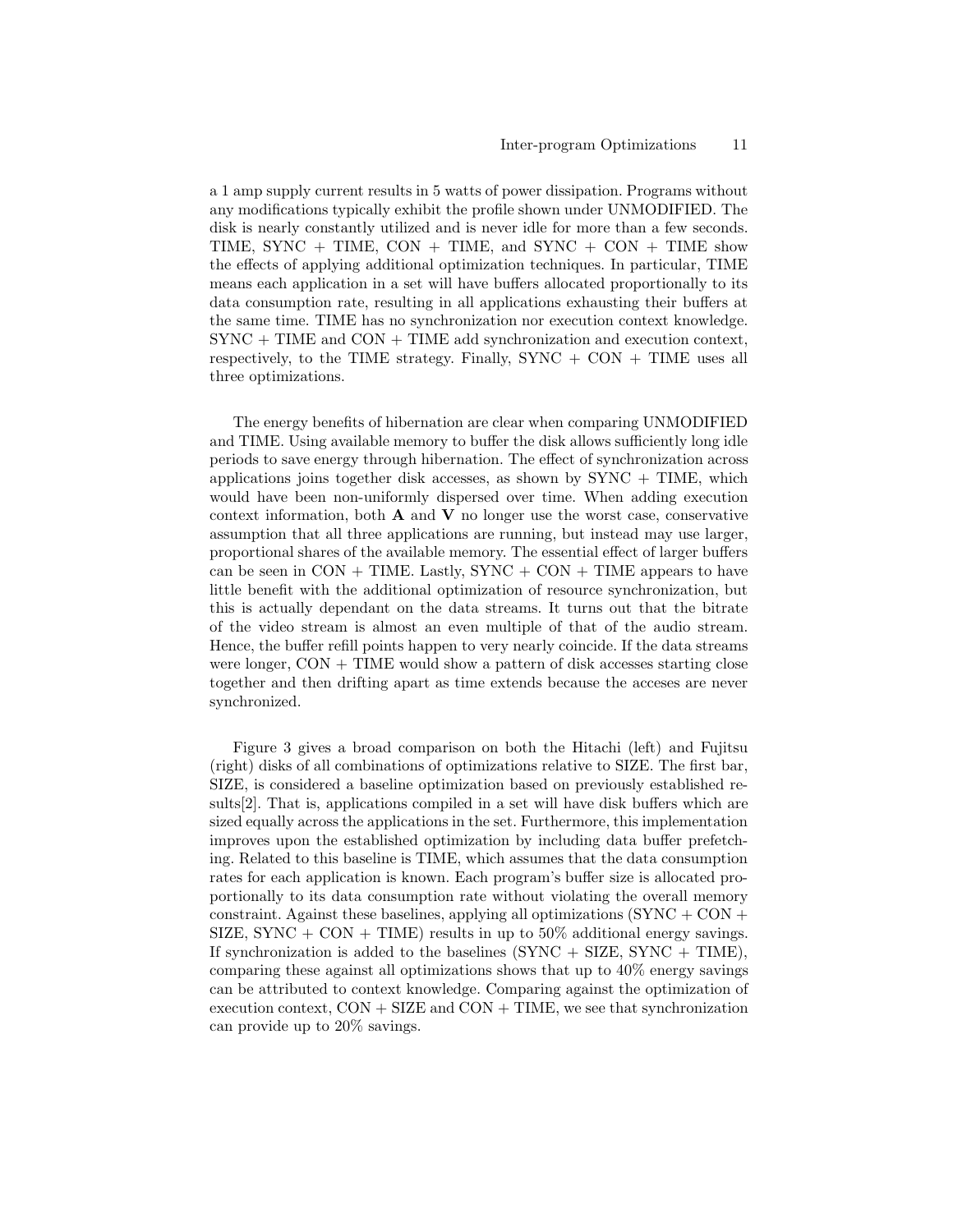a 1 amp supply current results in 5 watts of power dissipation. Programs without any modifications typically exhibit the profile shown under UNMODIFIED. The disk is nearly constantly utilized and is never idle for more than a few seconds. TIME, SYNC + TIME, CON + TIME, and SYNC + CON + TIME show the effects of applying additional optimization techniques. In particular, TIME means each application in a set will have buffers allocated proportionally to its data consumption rate, resulting in all applications exhausting their buffers at the same time. TIME has no synchronization nor execution context knowledge. SYNC + TIME and CON + TIME add synchronization and execution context, respectively, to the TIME strategy. Finally, SYNC + CON + TIME uses all three optimizations.

The energy benefits of hibernation are clear when comparing UNMODIFIED and TIME. Using available memory to buffer the disk allows sufficiently long idle periods to save energy through hibernation. The effect of synchronization across applications joins together disk accesses, as shown by SYNC + TIME, which would have been non-uniformly dispersed over time. When adding execution context information, both **A** and **V** no longer use the worst case, conservative assumption that all three applications are running, but instead may use larger, proportional shares of the available memory. The essential effect of larger buffers can be seen in CON + TIME. Lastly, SYNC + CON + TIME appears to have little benefit with the additional optimization of resource synchronization, but this is actually dependant on the data streams. It turns out that the bitrate of the video stream is almost an even multiple of that of the audio stream. Hence, the buffer refill points happen to very nearly coincide. If the data streams were longer, CON + TIME would show a pattern of disk accesses starting close together and then drifting apart as time extends because the acceses are never synchronized.

Figure 3 gives a broad comparison on both the Hitachi (left) and Fujitsu (right) disks of all combinations of optimizations relative to SIZE. The first bar, SIZE, is considered a baseline optimization based on previously established results[2]. That is, applications compiled in a set will have disk buffers which are sized equally across the applications in the set. Furthermore, this implementation improves upon the established optimization by including data buffer prefetching. Related to this baseline is TIME, which assumes that the data consumption rates for each application is known. Each program's buffer size is allocated proportionally to its data consumption rate without violating the overall memory constraint. Against these baselines, applying all optimizations (SYNC + CON + SIZE, SYNC + CON + TIME) results in up to 50% additional energy savings. If synchronization is added to the baselines (SYNC + SIZE, SYNC + TIME), comparing these against all optimizations shows that up to 40% energy savings can be attributed to context knowledge. Comparing against the optimization of execution context, CON + SIZE and CON + TIME, we see that synchronization can provide up to 20% savings.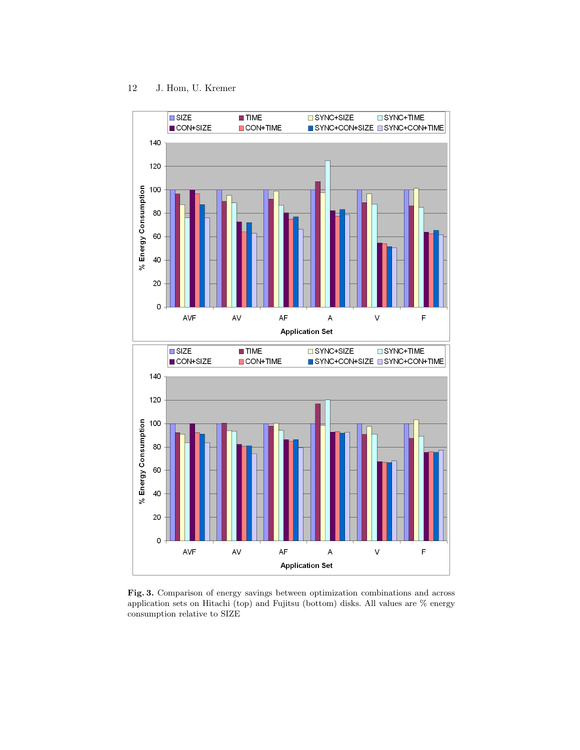**Fig. 3.** Comparison of energy savings between optimization combinations and across application sets on Hitachi (top) and Fujitsu (bottom) disks. All values are % energy consumption relative to SIZE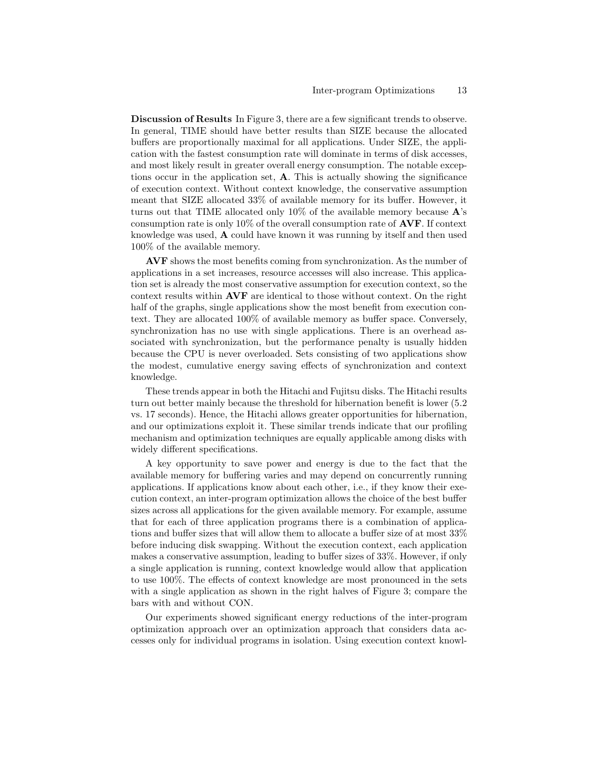**Discussion of Results** In Figure 3, there are a few significant trends to observe. In general, TIME should have better results than SIZE because the allocated buffers are proportionally maximal for all applications. Under SIZE, the application with the fastest consumption rate will dominate in terms of disk accesses, and most likely result in greater overall energy consumption. The notable exceptions occur in the application set, **A**. This is actually showing the significance of execution context. Without context knowledge, the conservative assumption meant that SIZE allocated 33% of available memory for its buffer. However, it turns out that TIME allocated only 10% of the available memory because **A**'s consumption rate is only 10% of the overall consumption rate of **AVF**. If context knowledge was used, **A** could have known it was running by itself and then used 100% of the available memory.

**AVF** shows the most benefits coming from synchronization. As the number of applications in a set increases, resource accesses will also increase. This application set is already the most conservative assumption for execution context, so the context results within **AVF** are identical to those without context. On the right half of the graphs, single applications show the most benefit from execution context. They are allocated 100% of available memory as buffer space. Conversely, synchronization has no use with single applications. There is an overhead associated with synchronization, but the performance penalty is usually hidden because the CPU is never overloaded. Sets consisting of two applications show the modest, cumulative energy saving effects of synchronization and context knowledge.

These trends appear in both the Hitachi and Fujitsu disks. The Hitachi results turn out better mainly because the threshold for hibernation benefit is lower (5.2 vs. 17 seconds). Hence, the Hitachi allows greater opportunities for hibernation, and our optimizations exploit it. These similar trends indicate that our profiling mechanism and optimization techniques are equally applicable among disks with widely different specifications.

A key opportunity to save power and energy is due to the fact that the available memory for buffering varies and may depend on concurrently running applications. If applications know about each other, i.e., if they know their execution context, an inter-program optimization allows the choice of the best buffer sizes across all applications for the given available memory. For example, assume that for each of three application programs there is a combination of applications and buffer sizes that will allow them to allocate a buffer size of at most 33% before inducing disk swapping. Without the execution context, each application makes a conservative assumption, leading to buffer sizes of 33%. However, if only a single application is running, context knowledge would allow that application to use 100%. The effects of context knowledge are most pronounced in the sets with a single application as shown in the right halves of Figure 3; compare the bars with and without CON.

Our experiments showed significant energy reductions of the inter-program optimization approach over an optimization approach that considers data accesses only for individual programs in isolation. Using execution context knowl-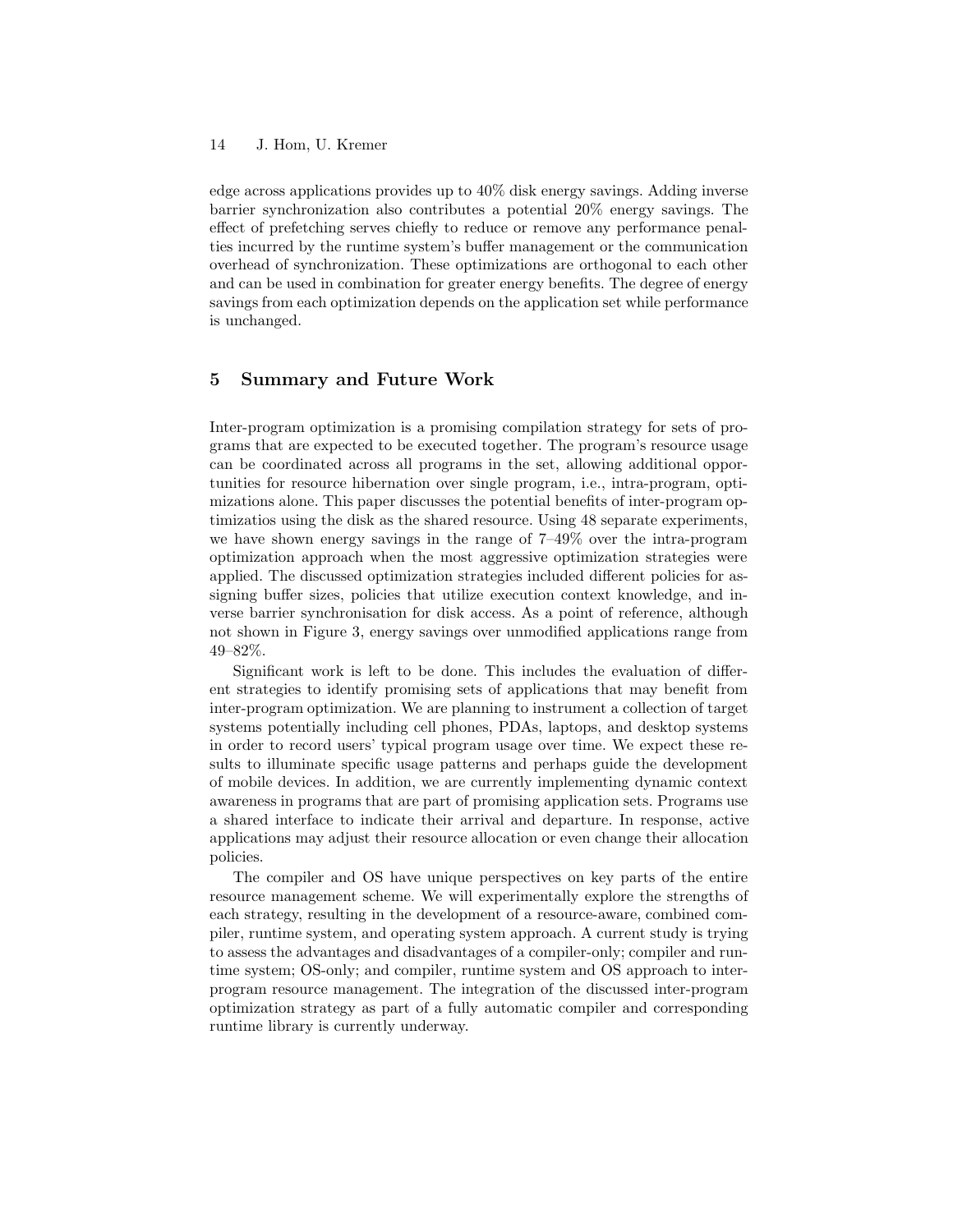edge across applications provides up to 40% disk energy savings. Adding inverse barrier synchronization also contributes a potential 20% energy savings. The effect of prefetching serves chiefly to reduce or remove any performance penalties incurred by the runtime system's buffer management or the communication overhead of synchronization. These optimizations are orthogonal to each other and can be used in combination for greater energy benefits. The degree of energy savings from each optimization depends on the application set while performance is unchanged.

## 5 Summary and Future Work

Inter-program optimization is a promising compilation strategy for sets of programs that are expected to be executed together. The program's resource usage can be coordinated across all programs in the set, allowing additional opportunities for resource hibernation over single program, i.e., intra-program, optimizations alone. This paper discusses the potential benefits of inter-program optimizatios using the disk as the shared resource. Using 48 separate experiments, we have shown energy savings in the range of 7–49% over the intra-program optimization approach when the most aggressive optimization strategies were applied. The discussed optimization strategies included different policies for assigning buffer sizes, policies that utilize execution context knowledge, and inverse barrier synchronisation for disk access. As a point of reference, although not shown in Figure 3, energy savings over unmodified applications range from 49–82%.

Significant work is left to be done. This includes the evaluation of different strategies to identify promising sets of applications that may benefit from inter-program optimization. We are planning to instrument a collection of target systems potentially including cell phones, PDAs, laptops, and desktop systems in order to record users' typical program usage over time. We expect these results to illuminate specific usage patterns and perhaps guide the development of mobile devices. In addition, we are currently implementing dynamic context awareness in programs that are part of promising application sets. Programs use a shared interface to indicate their arrival and departure. In response, active applications may adjust their resource allocation or even change their allocation policies.

The compiler and OS have unique perspectives on key parts of the entire resource management scheme. We will experimentally explore the strengths of each strategy, resulting in the development of a resource-aware, combined compiler, runtime system, and operating system approach. A current study is trying to assess the advantages and disadvantages of a compiler-only; compiler and runtime system; OS-only; and compiler, runtime system and OS approach to inter-program resource management. The integration of the discussed inter-program optimization strategy as part of a fully automatic compiler and corresponding runtime library is currently underway.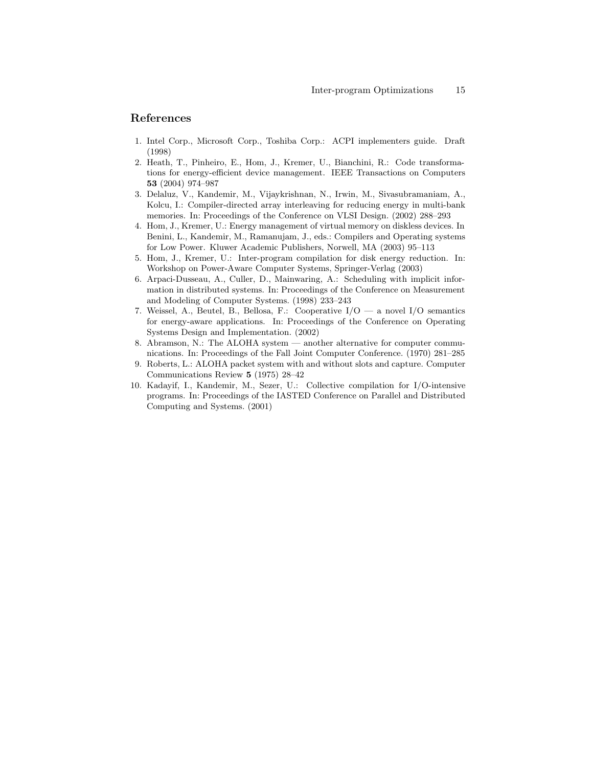## References

1. Intel Corp., Microsoft Corp., Toshiba Corp.: ACPI implementers guide. Draft (1998)
2. Heath, T., Pinheiro, E., Hom, J., Kremer, U., Bianchini, R.: Code transformations for energy-efficient device management. IEEE Transactions on Computers **53** (2004) 974–987
3. Delaluz, V., Kandemir, M., Vijaykrishnan, N., Irwin, M., Sivasubramaniam, A., Kolcu, I.: Compiler-directed array interleaving for reducing energy in multi-bank memories. In: Proceedings of the Conference on VLSI Design. (2002) 288–293
4. Hom, J., Kremer, U.: Energy management of virtual memory on diskless devices. In Benini, L., Kandemir, M., Ramanujam, J., eds.: Compilers and Operating systems for Low Power. Kluwer Academic Publishers, Norwell, MA (2003) 95–113
5. Hom, J., Kremer, U.: Inter-program compilation for disk energy reduction. In: Workshop on Power-Aware Computer Systems, Springer-Verlag (2003)
6. Arpaci-Dusseau, A., Culler, D., Mainwaring, A.: Scheduling with implicit information in distributed systems. In: Proceedings of the Conference on Measurement and Modeling of Computer Systems. (1998) 233–243
7. Weissel, A., Beutel, B., Bellosa, F.: Cooperative I/O — a novel I/O semantics for energy-aware applications. In: Proceedings of the Conference on Operating Systems Design and Implementation. (2002)
8. Abramson, N.: The ALOHA system — another alternative for computer communications. In: Proceedings of the Fall Joint Computer Conference. (1970) 281–285
9. Roberts, L.: ALOHA packet system with and without slots and capture. Computer Communications Review **5** (1975) 28–42
10. Kadayif, I., Kandemir, M., Sezer, U.: Collective compilation for I/O-intensive programs. In: Proceedings of the IASTED Conference on Parallel and Distributed Computing and Systems. (2001)